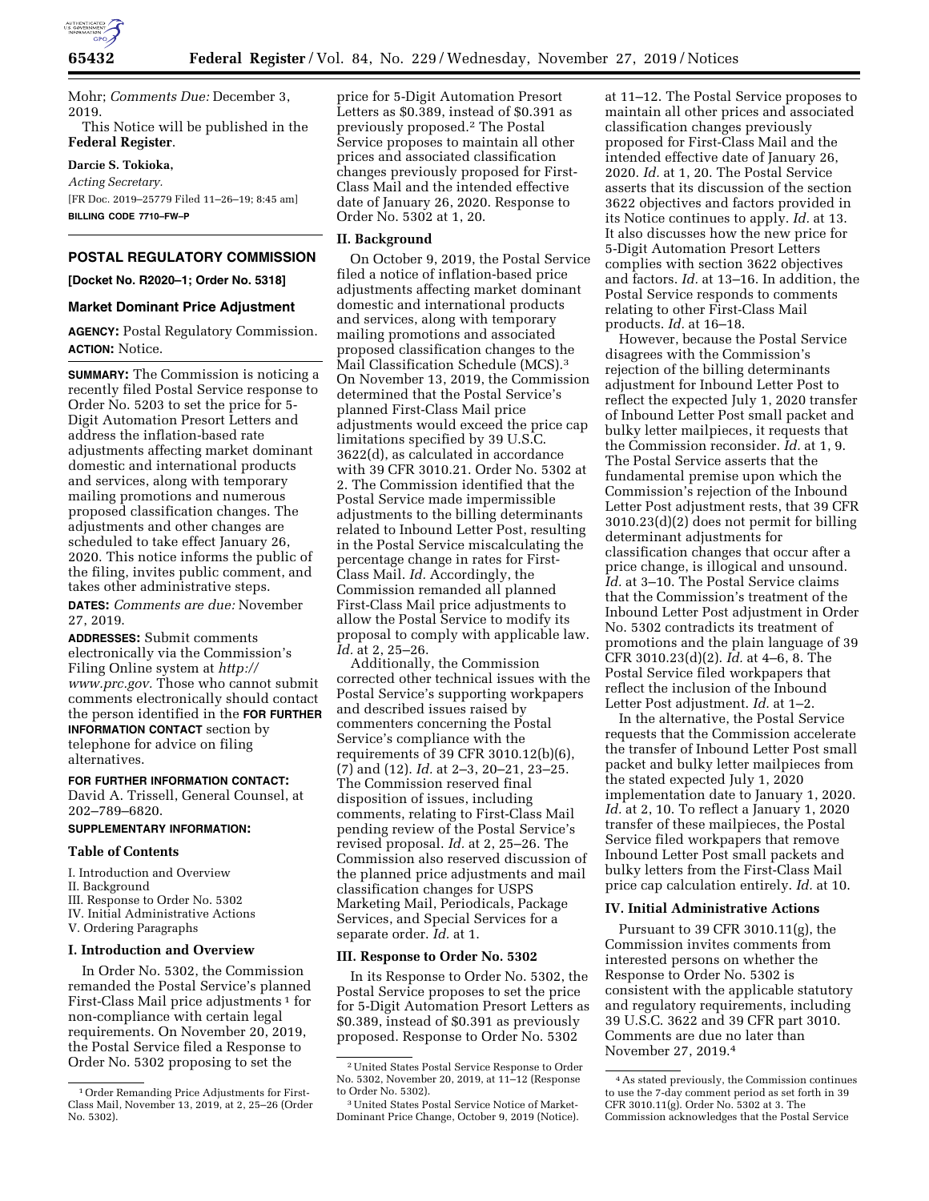Mohr; *Comments Due:* December 3, 2019.

This Notice will be published in the **Federal Register**.

**Darcie S. Tokioka,**

*Acting Secretary.*

[FR Doc. 2019–25779 Filed 11–26–19; 8:45 am]

**BILLING CODE 7710–FW–P**

## POSTAL REGULATORY COMMISSION

**[Docket No. R2020–1; Order No. 5318]**

### Market Dominant Price Adjustment

**AGENCY:** Postal Regulatory Commission.

**ACTION:** Notice.

**SUMMARY:** The Commission is noticing a recently filed Postal Service response to Order No. 5203 to set the price for 5-Digit Automation Presort Letters and address the inflation-based rate adjustments affecting market dominant domestic and international products and services, along with temporary mailing promotions and numerous proposed classification changes. The adjustments and other changes are scheduled to take effect January 26, 2020. This notice informs the public of the filing, invites public comment, and takes other administrative steps.

**DATES:** *Comments are due:* November 27, 2019.

**ADDRESSES:** Submit comments electronically via the Commission's Filing Online system at *http://www.prc.gov.* Those who cannot submit comments electronically should contact the person identified in the **FOR FURTHER INFORMATION CONTACT** section by telephone for advice on filing alternatives.

**FOR FURTHER INFORMATION CONTACT:** David A. Trissell, General Counsel, at 202–789–6820.

**SUPPLEMENTARY INFORMATION:**

#### Table of Contents

I. Introduction and Overview
II. Background
III. Response to Order No. 5302
IV. Initial Administrative Actions
V. Ordering Paragraphs

#### I. Introduction and Overview

In Order No. 5302, the Commission remanded the Postal Service's planned First-Class Mail price adjustments [1] for non-compliance with certain legal requirements. On November 20, 2019, the Postal Service filed a Response to Order No. 5302 proposing to set the price for 5-Digit Automation Presort Letters as $0.389, instead of $0.391 as previously proposed.[2] The Postal Service proposes to maintain all other prices and associated classification changes previously proposed for First-Class Mail and the intended effective date of January 26, 2020. Response to Order No. 5302 at 1, 20.

#### II. Background

On October 9, 2019, the Postal Service filed a notice of inflation-based price adjustments affecting market dominant domestic and international products and services, along with temporary mailing promotions and associated proposed classification changes to the Mail Classification Schedule (MCS).[3] On November 13, 2019, the Commission determined that the Postal Service's planned First-Class Mail price adjustments would exceed the price cap limitations specified by 39 U.S.C. 3622(d), as calculated in accordance with 39 CFR 3010.21. Order No. 5302 at 2. The Commission identified that the Postal Service made impermissible adjustments to the billing determinants related to Inbound Letter Post, resulting in the Postal Service miscalculating the percentage change in rates for First-Class Mail. *Id.* Accordingly, the Commission remanded all planned First-Class Mail price adjustments to allow the Postal Service to modify its proposal to comply with applicable law. *Id.* at 2, 25–26.

Additionally, the Commission corrected other technical issues with the Postal Service's supporting workpapers and described issues raised by commenters concerning the Postal Service's compliance with the requirements of 39 CFR 3010.12(b)(6), (7) and (12). *Id.* at 2–3, 20–21, 23–25. The Commission reserved final disposition of issues, including comments, relating to First-Class Mail pending review of the Postal Service's revised proposal. *Id.* at 2, 25–26. The Commission also reserved discussion of the planned price adjustments and mail classification changes for USPS Marketing Mail, Periodicals, Package Services, and Special Services for a separate order. *Id.* at 1.

#### III. Response to Order No. 5302

In its Response to Order No. 5302, the Postal Service proposes to set the price for 5-Digit Automation Presort Letters as $0.389, instead of $0.391 as previously proposed. Response to Order No. 5302 at 11–12. The Postal Service proposes to maintain all other prices and associated classification changes previously proposed for First-Class Mail and the intended effective date of January 26, 2020. *Id.* at 1, 20. The Postal Service asserts that its discussion of the section 3622 objectives and factors provided in its Notice continues to apply. *Id.* at 13. It also discusses how the new price for 5-Digit Automation Presort Letters complies with section 3622 objectives and factors. *Id.* at 13–16. In addition, the Postal Service responds to comments relating to other First-Class Mail products. *Id.* at 16–18.

However, because the Postal Service disagrees with the Commission's rejection of the billing determinants adjustment for Inbound Letter Post to reflect the expected July 1, 2020 transfer of Inbound Letter Post small packet and bulky letter mailpieces, it requests that the Commission reconsider. *Id.* at 1, 9. The Postal Service asserts that the fundamental premise upon which the Commission's rejection of the Inbound Letter Post adjustment rests, that 39 CFR 3010.23(d)(2) does not permit for billing determinant adjustments for classification changes that occur after a price change, is illogical and unsound. *Id.* at 3–10. The Postal Service claims that the Commission's treatment of the Inbound Letter Post adjustment in Order No. 5302 contradicts its treatment of promotions and the plain language of 39 CFR 3010.23(d)(2). *Id.* at 4–6, 8. The Postal Service filed workpapers that reflect the inclusion of the Inbound Letter Post adjustment. *Id.* at 1–2.

In the alternative, the Postal Service requests that the Commission accelerate the transfer of Inbound Letter Post small packet and bulky letter mailpieces from the stated expected July 1, 2020 implementation date to January 1, 2020. *Id.* at 2, 10. To reflect a January 1, 2020 transfer of these mailpieces, the Postal Service filed workpapers that remove Inbound Letter Post small packets and bulky letters from the First-Class Mail price cap calculation entirely. *Id.* at 10.

#### IV. Initial Administrative Actions

Pursuant to 39 CFR 3010.11(g), the Commission invites comments from interested persons on whether the Response to Order No. 5302 is consistent with the applicable statutory and regulatory requirements, including 39 U.S.C. 3622 and 39 CFR part 3010. Comments are due no later than November 27, 2019.[4]

---

[1] Order Remanding Price Adjustments for First-Class Mail, November 13, 2019, at 2, 25–26 (Order No. 5302).

[2] United States Postal Service Response to Order No. 5302, November 20, 2019, at 11–12 (Response to Order No. 5302).

[3] United States Postal Service Notice of Market-Dominant Price Change, October 9, 2019 (Notice).

[4] As stated previously, the Commission continues to use the 7-day comment period as set forth in 39 CFR 3010.11(g). Order No. 5302 at 3. The Commission acknowledges that the Postal Service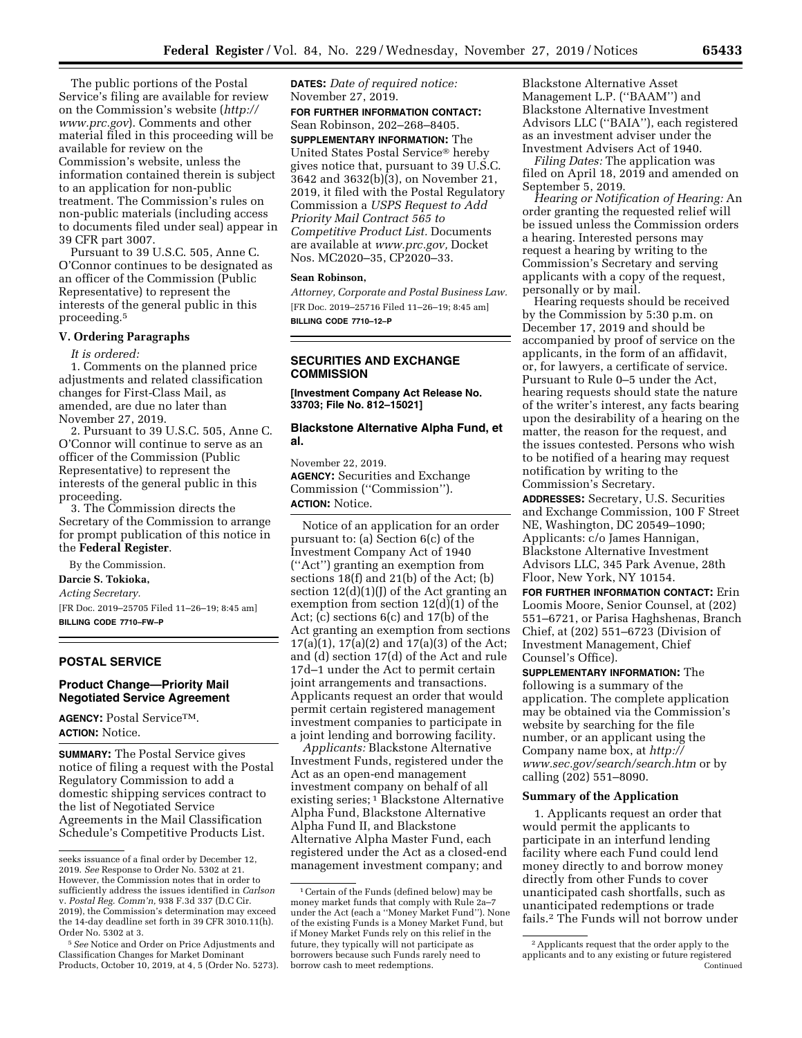The public portions of the Postal Service's filing are available for review on the Commission's website (*http://www.prc.gov*). Comments and other material filed in this proceeding will be available for review on the Commission's website, unless the information contained therein is subject to an application for non-public treatment. The Commission's rules on non-public materials (including access to documents filed under seal) appear in 39 CFR part 3007.

Pursuant to 39 U.S.C. 505, Anne C. O'Connor continues to be designated as an officer of the Commission (Public Representative) to represent the interests of the general public in this proceeding.[5]

### V. Ordering Paragraphs

*It is ordered:*

1. Comments on the planned price adjustments and related classification changes for First-Class Mail, as amended, are due no later than November 27, 2019.

2. Pursuant to 39 U.S.C. 505, Anne C. O'Connor will continue to serve as an officer of the Commission (Public Representative) to represent the interests of the general public in this proceeding.

3. The Commission directs the Secretary of the Commission to arrange for prompt publication of this notice in the **Federal Register**.

By the Commission.

**Darcie S. Tokioka,**

*Acting Secretary.*

[FR Doc. 2019–25705 Filed 11–26–19; 8:45 am]

**BILLING CODE 7710–FW–P**

seeks issuance of a final order by December 12, 2019. *See* Response to Order No. 5302 at 21. However, the Commission notes that in order to sufficiently address the issues identified in *Carlson* v. *Postal Reg. Comm'n,* 938 F.3d 337 (D.C Cir. 2019), the Commission's determination may exceed the 14-day deadline set forth in 39 CFR 3010.11(h). Order No. 5302 at 3.

[5] *See* Notice and Order on Price Adjustments and Classification Changes for Market Dominant Products, October 10, 2019, at 4, 5 (Order No. 5273).

## POSTAL SERVICE

### Product Change—Priority Mail Negotiated Service Agreement

**AGENCY:** Postal Service™.

**ACTION:** Notice.

**SUMMARY:** The Postal Service gives notice of filing a request with the Postal Regulatory Commission to add a domestic shipping services contract to the list of Negotiated Service Agreements in the Mail Classification Schedule's Competitive Products List.

**DATES:** *Date of required notice:* November 27, 2019.

**FOR FURTHER INFORMATION CONTACT:** Sean Robinson, 202–268–8405.

**SUPPLEMENTARY INFORMATION:** The United States Postal Service® hereby gives notice that, pursuant to 39 U.S.C. 3642 and 3632(b)(3), on November 21, 2019, it filed with the Postal Regulatory Commission a *USPS Request to Add Priority Mail Contract 565 to Competitive Product List.* Documents are available at *www.prc.gov,* Docket Nos. MC2020–35, CP2020–33.

**Sean Robinson,**

*Attorney, Corporate and Postal Business Law.*

[FR Doc. 2019–25716 Filed 11–26–19; 8:45 am]

**BILLING CODE 7710–12–P**

## SECURITIES AND EXCHANGE COMMISSION

**[Investment Company Act Release No. 33703; File No. 812–15021]**

### Blackstone Alternative Alpha Fund, et al.

November 22, 2019.

**AGENCY:** Securities and Exchange Commission (''Commission'').

**ACTION:** Notice.

Notice of an application for an order pursuant to: (a) Section 6(c) of the Investment Company Act of 1940 (''Act'') granting an exemption from sections 18(f) and 21(b) of the Act; (b) section 12(d)(1)(J) of the Act granting an exemption from section 12(d)(1) of the Act; (c) sections 6(c) and 17(b) of the Act granting an exemption from sections 17(a)(1), 17(a)(2) and 17(a)(3) of the Act; and (d) section 17(d) of the Act and rule 17d–1 under the Act to permit certain joint arrangements and transactions. Applicants request an order that would permit certain registered management investment companies to participate in a joint lending and borrowing facility.

*Applicants:* Blackstone Alternative Investment Funds, registered under the Act as an open-end management investment company on behalf of all existing series;[1] Blackstone Alternative Alpha Fund, Blackstone Alternative Alpha Fund II, and Blackstone Alternative Alpha Master Fund, each registered under the Act as a closed-end management investment company; and Blackstone Alternative Asset Management L.P. (''BAAM'') and Blackstone Alternative Investment Advisors LLC (''BAIA''), each registered as an investment adviser under the Investment Advisers Act of 1940.

*Filing Dates:* The application was filed on April 18, 2019 and amended on September 5, 2019.

*Hearing or Notification of Hearing:* An order granting the requested relief will be issued unless the Commission orders a hearing. Interested persons may request a hearing by writing to the Commission's Secretary and serving applicants with a copy of the request, personally or by mail.

Hearing requests should be received by the Commission by 5:30 p.m. on December 17, 2019 and should be accompanied by proof of service on the applicants, in the form of an affidavit, or, for lawyers, a certificate of service. Pursuant to Rule 0–5 under the Act, hearing requests should state the nature of the writer's interest, any facts bearing upon the desirability of a hearing on the matter, the reason for the request, and the issues contested. Persons who wish to be notified of a hearing may request notification by writing to the Commission's Secretary.

**ADDRESSES:** Secretary, U.S. Securities and Exchange Commission, 100 F Street NE, Washington, DC 20549–1090; Applicants: c/o James Hannigan, Blackstone Alternative Investment Advisors LLC, 345 Park Avenue, 28th Floor, New York, NY 10154.

**FOR FURTHER INFORMATION CONTACT:** Erin Loomis Moore, Senior Counsel, at (202) 551–6721, or Parisa Haghshenas, Branch Chief, at (202) 551–6723 (Division of Investment Management, Chief Counsel's Office).

**SUPPLEMENTARY INFORMATION:** The following is a summary of the application. The complete application may be obtained via the Commission's website by searching for the file number, or an applicant using the Company name box, at *http://www.sec.gov/search/search.htm* or by calling (202) 551–8090.

### Summary of the Application

1. Applicants request an order that would permit the applicants to participate in an interfund lending facility where each Fund could lend money directly to and borrow money directly from other Funds to cover unanticipated cash shortfalls, such as unanticipated redemptions or trade fails.[2] The Funds will not borrow under

[1] Certain of the Funds (defined below) may be money market funds that comply with Rule 2a–7 under the Act (each a ''Money Market Fund''). None of the existing Funds is a Money Market Fund, but if Money Market Funds rely on this relief in the future, they typically will not participate as borrowers because such Funds rarely need to borrow cash to meet redemptions.

[2] Applicants request that the order apply to the applicants and to any existing or future registered Continued